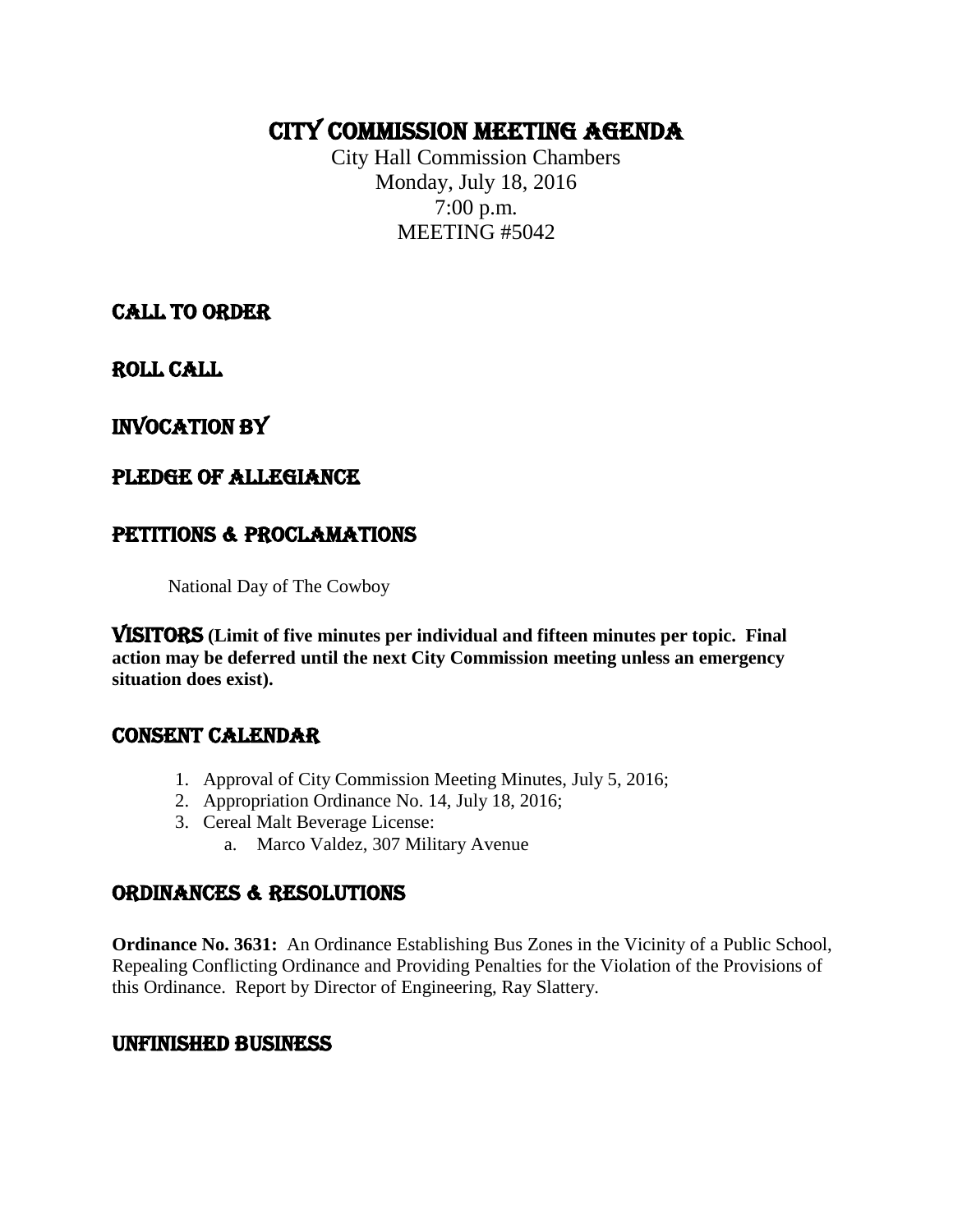# CITY COMMISSION MEETING AGENDA

City Hall Commission Chambers
Monday, July 18, 2016
7:00 p.m.
MEETING #5042

## CALL TO ORDER

## ROLL CALL

## INVOCATION BY

## PLEDGE OF ALLEGIANCE

## PETITIONS & PROCLAMATIONS

National Day of The Cowboy

## VISITORS

**(Limit of five minutes per individual and fifteen minutes per topic. Final action may be deferred until the next City Commission meeting unless an emergency situation does exist).**

## CONSENT CALENDAR

1. Approval of City Commission Meeting Minutes, July 5, 2016;
2. Appropriation Ordinance No. 14, July 18, 2016;
3. Cereal Malt Beverage License:
   a. Marco Valdez, 307 Military Avenue

## ORDINANCES & RESOLUTIONS

**Ordinance No. 3631:** An Ordinance Establishing Bus Zones in the Vicinity of a Public School, Repealing Conflicting Ordinance and Providing Penalties for the Violation of the Provisions of this Ordinance. Report by Director of Engineering, Ray Slattery.

## UNFINISHED BUSINESS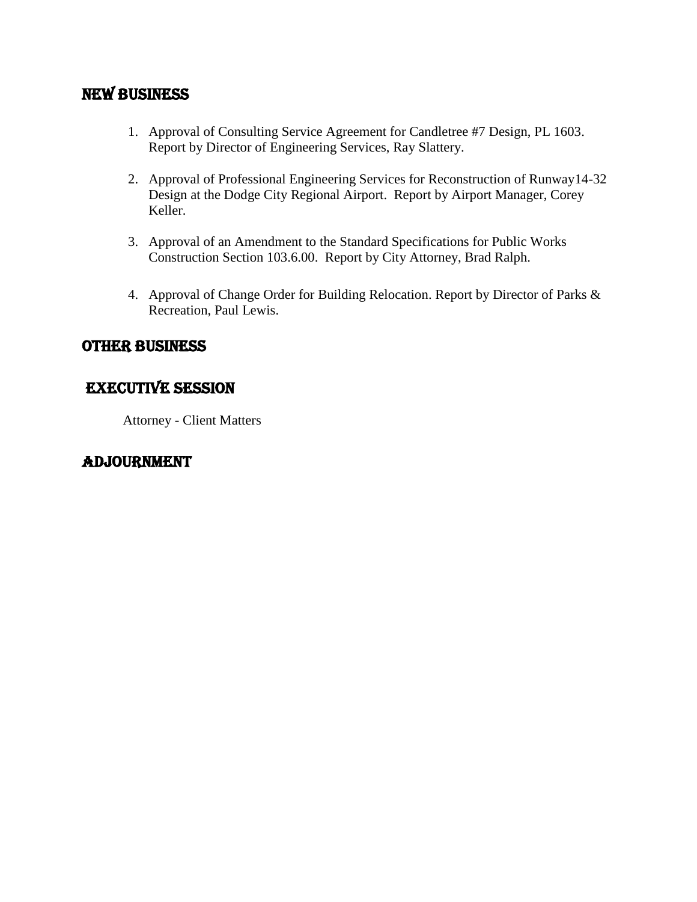## NEW BUSINESS

1. Approval of Consulting Service Agreement for Candletree #7 Design, PL 1603. Report by Director of Engineering Services, Ray Slattery.

2. Approval of Professional Engineering Services for Reconstruction of Runway14-32 Design at the Dodge City Regional Airport. Report by Airport Manager, Corey Keller.

3. Approval of an Amendment to the Standard Specifications for Public Works Construction Section 103.6.00. Report by City Attorney, Brad Ralph.

4. Approval of Change Order for Building Relocation. Report by Director of Parks & Recreation, Paul Lewis.

## OTHER BUSINESS

## EXECUTIVE SESSION

Attorney - Client Matters

## ADJOURNMENT